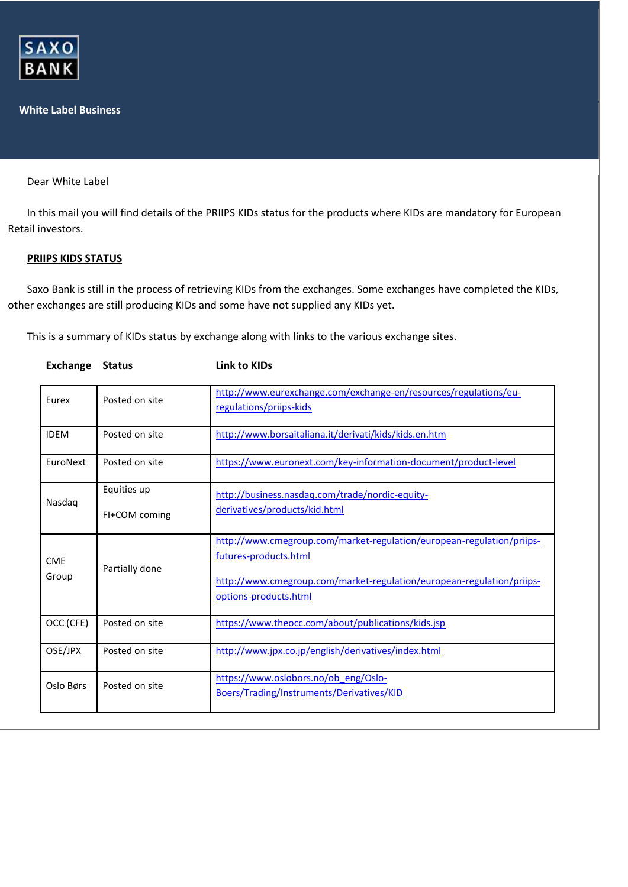SAXO BANK

**White Label Business**

Dear White Label

In this mail you will find details of the PRIIPS KIDs status for the products where KIDs are mandatory for European Retail investors.

**PRIIPS KIDS STATUS**

Saxo Bank is still in the process of retrieving KIDs from the exchanges. Some exchanges have completed the KIDs, other exchanges are still producing KIDs and some have not supplied any KIDs yet.

This is a summary of KIDs status by exchange along with links to the various exchange sites.

| Exchange | Status | Link to KIDs |
|---|---|---|
| Eurex | Posted on site | http://www.eurexchange.com/exchange-en/resources/regulations/eu-regulations/priips-kids |
| IDEM | Posted on site | http://www.borsaitaliana.it/derivati/kids/kids.en.htm |
| EuroNext | Posted on site | https://www.euronext.com/key-information-document/product-level |
| Nasdaq | Equities up<br><br>FI+COM coming | http://business.nasdaq.com/trade/nordic-equity-derivatives/products/kid.html |
| CME Group | Partially done | http://www.cmegroup.com/market-regulation/european-regulation/priips-futures-products.html<br><br>http://www.cmegroup.com/market-regulation/european-regulation/priips-options-products.html |
| OCC (CFE) | Posted on site | https://www.theocc.com/about/publications/kids.jsp |
| OSE/JPX | Posted on site | http://www.jpx.co.jp/english/derivatives/index.html |
| Oslo Børs | Posted on site | https://www.oslobors.no/ob_eng/Oslo-Boers/Trading/Instruments/Derivatives/KID |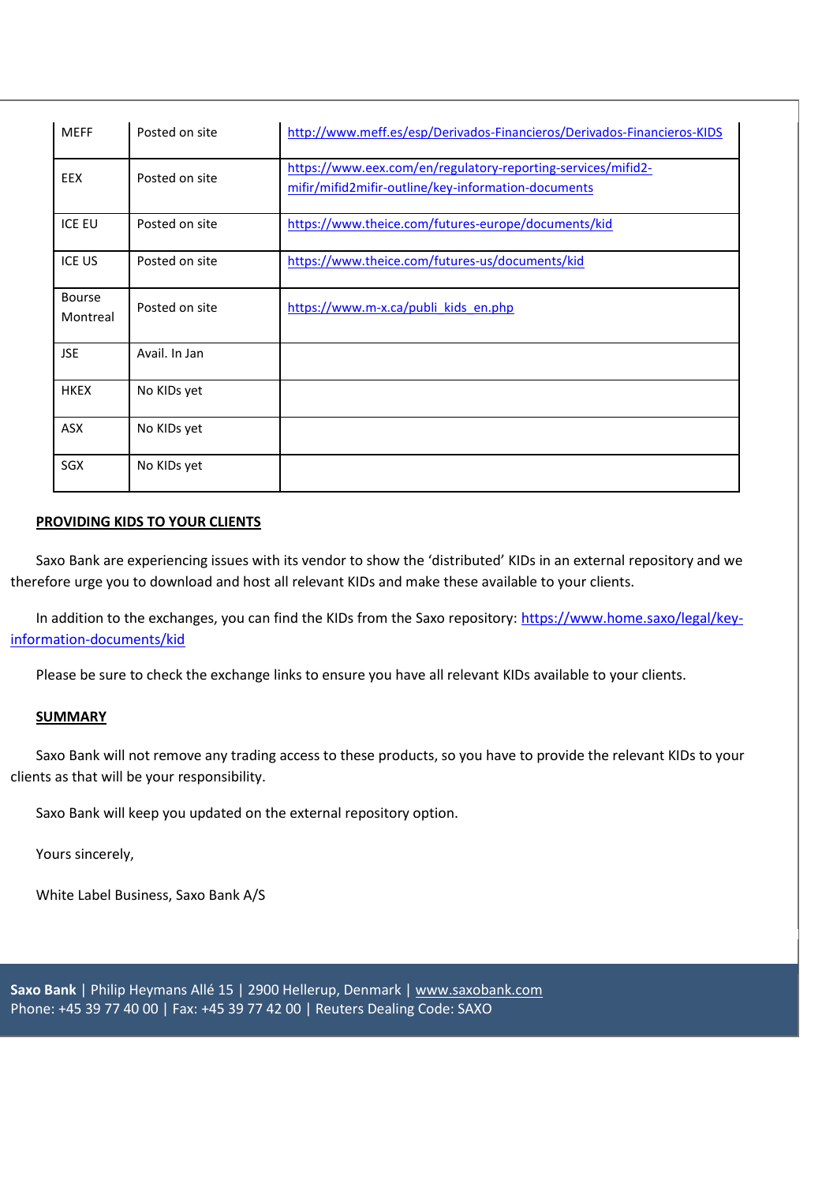| | | |
|---|---|---|
| MEFF | Posted on site | http://www.meff.es/esp/Derivados-Financieros/Derivados-Financieros-KIDS |
| EEX | Posted on site | https://www.eex.com/en/regulatory-reporting-services/mifid2-mifir/mifid2mifir-outline/key-information-documents |
| ICE EU | Posted on site | https://www.theice.com/futures-europe/documents/kid |
| ICE US | Posted on site | https://www.theice.com/futures-us/documents/kid |
| Bourse Montreal | Posted on site | https://www.m-x.ca/publi_kids_en.php |
| JSE | Avail. In Jan | |
| HKEX | No KIDs yet | |
| ASX | No KIDs yet | |
| SGX | No KIDs yet | |

**PROVIDING KIDS TO YOUR CLIENTS**

Saxo Bank are experiencing issues with its vendor to show the 'distributed' KIDs in an external repository and we therefore urge you to download and host all relevant KIDs and make these available to your clients.

In addition to the exchanges, you can find the KIDs from the Saxo repository: https://www.home.saxo/legal/key-information-documents/kid

Please be sure to check the exchange links to ensure you have all relevant KIDs available to your clients.

**SUMMARY**

Saxo Bank will not remove any trading access to these products, so you have to provide the relevant KIDs to your clients as that will be your responsibility.

Saxo Bank will keep you updated on the external repository option.

Yours sincerely,

White Label Business, Saxo Bank A/S

**Saxo Bank** | Philip Heymans Allé 15 | 2900 Hellerup, Denmark | www.saxobank.com
Phone: +45 39 77 40 00 | Fax: +45 39 77 42 00 | Reuters Dealing Code: SAXO